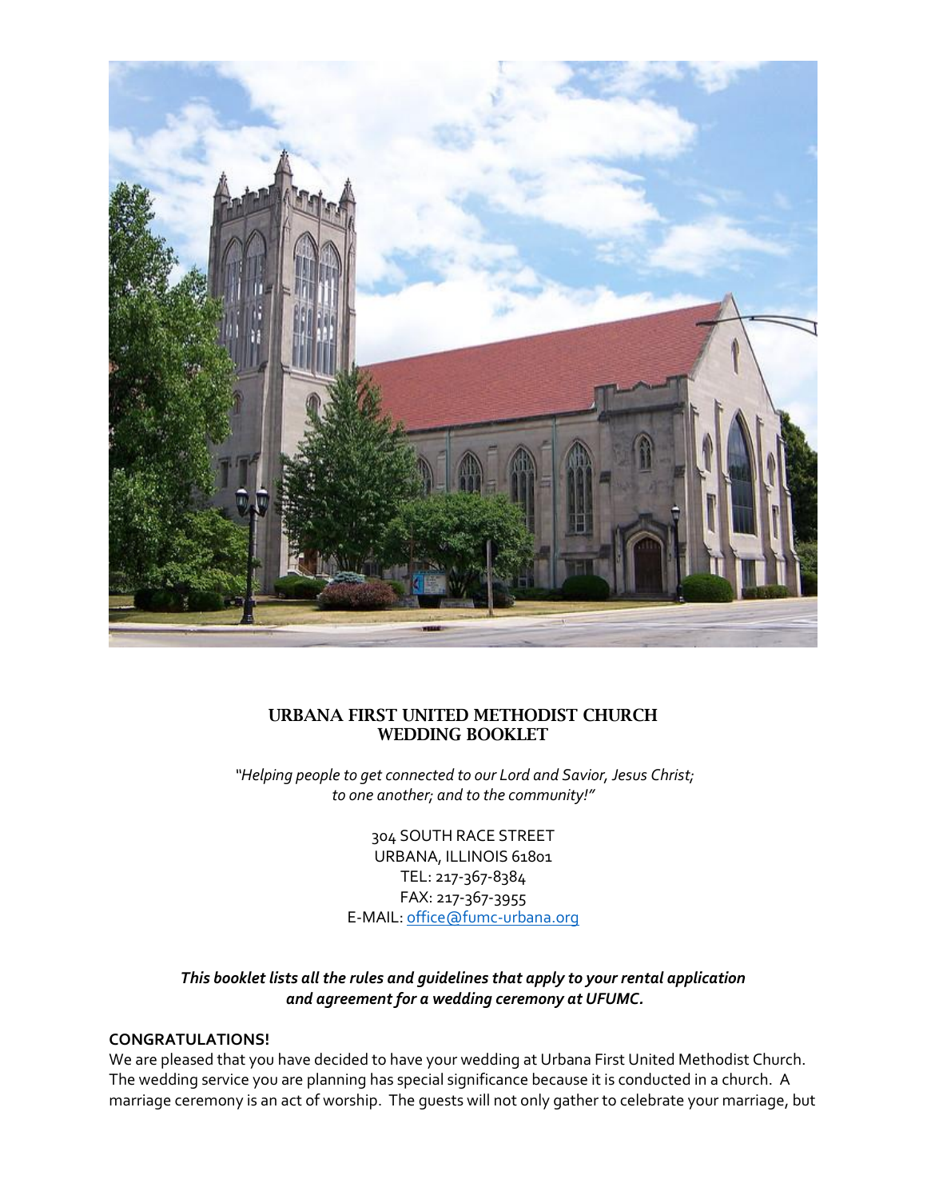# URBANA FIRST UNITED METHODIST CHURCH
# WEDDING BOOKLET

*"Helping people to get connected to our Lord and Savior, Jesus Christ; to one another; and to the community!"*

304 SOUTH RACE STREET
URBANA, ILLINOIS 61801
TEL: 217-367-8384
FAX: 217-367-3955
E-MAIL: office@fumc-urbana.org

***This booklet lists all the rules and guidelines that apply to your rental application and agreement for a wedding ceremony at UFUMC.***

**CONGRATULATIONS!**

We are pleased that you have decided to have your wedding at Urbana First United Methodist Church. The wedding service you are planning has special significance because it is conducted in a church. A marriage ceremony is an act of worship. The guests will not only gather to celebrate your marriage, but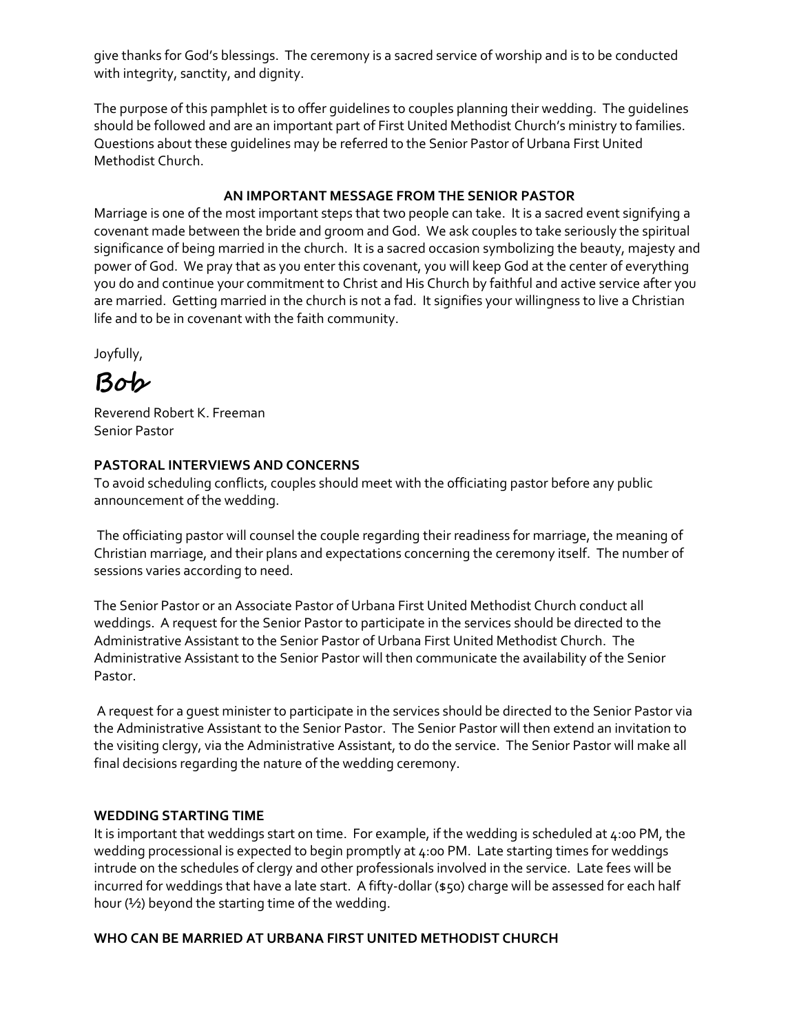give thanks for God's blessings. The ceremony is a sacred service of worship and is to be conducted with integrity, sanctity, and dignity.

The purpose of this pamphlet is to offer guidelines to couples planning their wedding. The guidelines should be followed and are an important part of First United Methodist Church's ministry to families. Questions about these guidelines may be referred to the Senior Pastor of Urbana First United Methodist Church.

## AN IMPORTANT MESSAGE FROM THE SENIOR PASTOR

Marriage is one of the most important steps that two people can take. It is a sacred event signifying a covenant made between the bride and groom and God. We ask couples to take seriously the spiritual significance of being married in the church. It is a sacred occasion symbolizing the beauty, majesty and power of God. We pray that as you enter this covenant, you will keep God at the center of everything you do and continue your commitment to Christ and His Church by faithful and active service after you are married. Getting married in the church is not a fad. It signifies your willingness to live a Christian life and to be in covenant with the faith community.

Joyfully,

Bob

Reverend Robert K. Freeman
Senior Pastor

## PASTORAL INTERVIEWS AND CONCERNS

To avoid scheduling conflicts, couples should meet with the officiating pastor before any public announcement of the wedding.

The officiating pastor will counsel the couple regarding their readiness for marriage, the meaning of Christian marriage, and their plans and expectations concerning the ceremony itself. The number of sessions varies according to need.

The Senior Pastor or an Associate Pastor of Urbana First United Methodist Church conduct all weddings. A request for the Senior Pastor to participate in the services should be directed to the Administrative Assistant to the Senior Pastor of Urbana First United Methodist Church. The Administrative Assistant to the Senior Pastor will then communicate the availability of the Senior Pastor.

A request for a guest minister to participate in the services should be directed to the Senior Pastor via the Administrative Assistant to the Senior Pastor. The Senior Pastor will then extend an invitation to the visiting clergy, via the Administrative Assistant, to do the service. The Senior Pastor will make all final decisions regarding the nature of the wedding ceremony.

## WEDDING STARTING TIME

It is important that weddings start on time. For example, if the wedding is scheduled at 4:00 PM, the wedding processional is expected to begin promptly at 4:00 PM. Late starting times for weddings intrude on the schedules of clergy and other professionals involved in the service. Late fees will be incurred for weddings that have a late start. A fifty-dollar ($50) charge will be assessed for each half hour (½) beyond the starting time of the wedding.

## WHO CAN BE MARRIED AT URBANA FIRST UNITED METHODIST CHURCH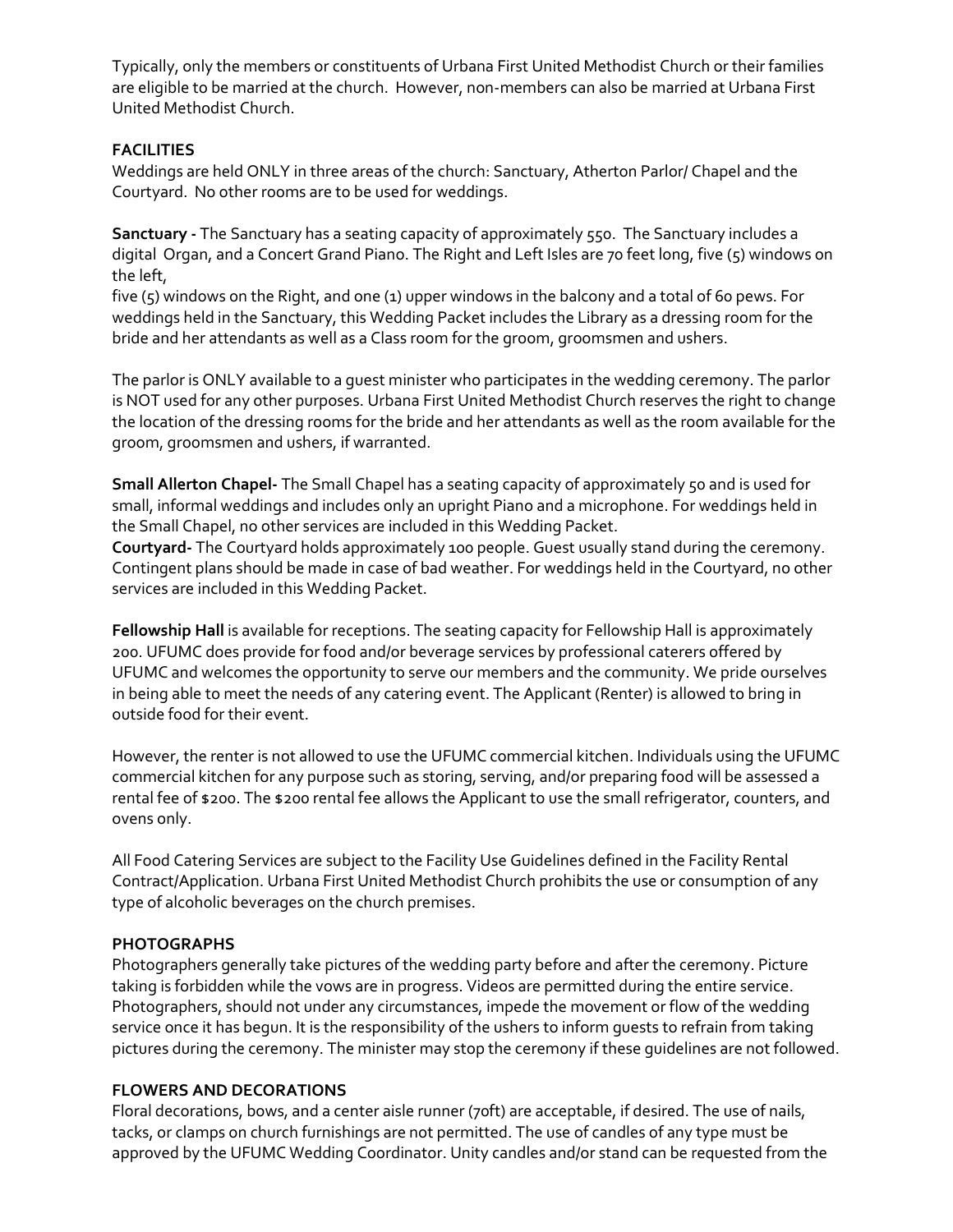Typically, only the members or constituents of Urbana First United Methodist Church or their families are eligible to be married at the church. However, non-members can also be married at Urbana First United Methodist Church.

**FACILITIES**

Weddings are held ONLY in three areas of the church: Sanctuary, Atherton Parlor/ Chapel and the Courtyard. No other rooms are to be used for weddings.

**Sanctuary -** The Sanctuary has a seating capacity of approximately 550. The Sanctuary includes a digital Organ, and a Concert Grand Piano. The Right and Left Isles are 70 feet long, five (5) windows on the left,
five (5) windows on the Right, and one (1) upper windows in the balcony and a total of 60 pews. For weddings held in the Sanctuary, this Wedding Packet includes the Library as a dressing room for the bride and her attendants as well as a Class room for the groom, groomsmen and ushers.

The parlor is ONLY available to a guest minister who participates in the wedding ceremony. The parlor is NOT used for any other purposes. Urbana First United Methodist Church reserves the right to change the location of the dressing rooms for the bride and her attendants as well as the room available for the groom, groomsmen and ushers, if warranted.

**Small Allerton Chapel-** The Small Chapel has a seating capacity of approximately 50 and is used for small, informal weddings and includes only an upright Piano and a microphone. For weddings held in the Small Chapel, no other services are included in this Wedding Packet.
**Courtyard-** The Courtyard holds approximately 100 people. Guest usually stand during the ceremony. Contingent plans should be made in case of bad weather. For weddings held in the Courtyard, no other services are included in this Wedding Packet.

**Fellowship Hall** is available for receptions. The seating capacity for Fellowship Hall is approximately 200. UFUMC does provide for food and/or beverage services by professional caterers offered by UFUMC and welcomes the opportunity to serve our members and the community. We pride ourselves in being able to meet the needs of any catering event. The Applicant (Renter) is allowed to bring in outside food for their event.

However, the renter is not allowed to use the UFUMC commercial kitchen. Individuals using the UFUMC commercial kitchen for any purpose such as storing, serving, and/or preparing food will be assessed a rental fee of $200. The $200 rental fee allows the Applicant to use the small refrigerator, counters, and ovens only.

All Food Catering Services are subject to the Facility Use Guidelines defined in the Facility Rental Contract/Application. Urbana First United Methodist Church prohibits the use or consumption of any type of alcoholic beverages on the church premises.

**PHOTOGRAPHS**

Photographers generally take pictures of the wedding party before and after the ceremony. Picture taking is forbidden while the vows are in progress. Videos are permitted during the entire service. Photographers, should not under any circumstances, impede the movement or flow of the wedding service once it has begun. It is the responsibility of the ushers to inform guests to refrain from taking pictures during the ceremony. The minister may stop the ceremony if these guidelines are not followed.

**FLOWERS AND DECORATIONS**

Floral decorations, bows, and a center aisle runner (70ft) are acceptable, if desired. The use of nails, tacks, or clamps on church furnishings are not permitted. The use of candles of any type must be approved by the UFUMC Wedding Coordinator. Unity candles and/or stand can be requested from the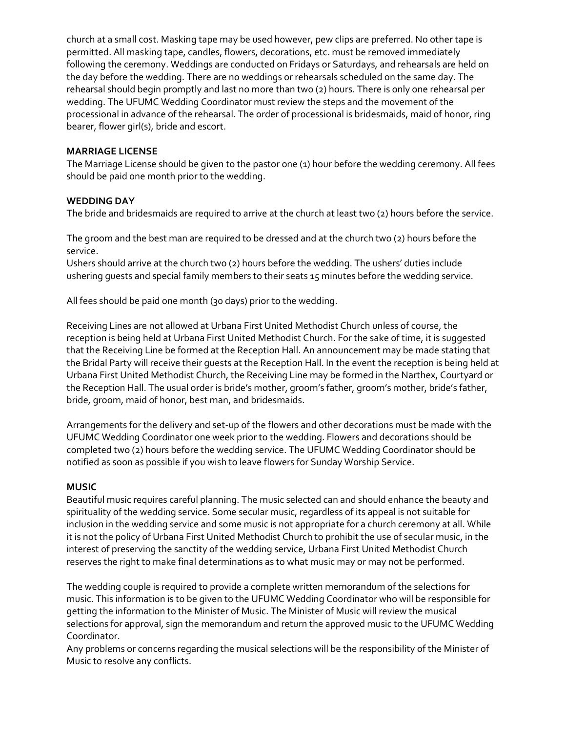church at a small cost. Masking tape may be used however, pew clips are preferred. No other tape is permitted. All masking tape, candles, flowers, decorations, etc. must be removed immediately following the ceremony. Weddings are conducted on Fridays or Saturdays, and rehearsals are held on the day before the wedding. There are no weddings or rehearsals scheduled on the same day. The rehearsal should begin promptly and last no more than two (2) hours. There is only one rehearsal per wedding. The UFUMC Wedding Coordinator must review the steps and the movement of the processional in advance of the rehearsal. The order of processional is bridesmaids, maid of honor, ring bearer, flower girl(s), bride and escort.

**MARRIAGE LICENSE**

The Marriage License should be given to the pastor one (1) hour before the wedding ceremony. All fees should be paid one month prior to the wedding.

**WEDDING DAY**

The bride and bridesmaids are required to arrive at the church at least two (2) hours before the service.

The groom and the best man are required to be dressed and at the church two (2) hours before the service.

Ushers should arrive at the church two (2) hours before the wedding. The ushers' duties include ushering guests and special family members to their seats 15 minutes before the wedding service.

All fees should be paid one month (30 days) prior to the wedding.

Receiving Lines are not allowed at Urbana First United Methodist Church unless of course, the reception is being held at Urbana First United Methodist Church. For the sake of time, it is suggested that the Receiving Line be formed at the Reception Hall. An announcement may be made stating that the Bridal Party will receive their guests at the Reception Hall. In the event the reception is being held at Urbana First United Methodist Church, the Receiving Line may be formed in the Narthex, Courtyard or the Reception Hall. The usual order is bride's mother, groom's father, groom's mother, bride's father, bride, groom, maid of honor, best man, and bridesmaids.

Arrangements for the delivery and set-up of the flowers and other decorations must be made with the UFUMC Wedding Coordinator one week prior to the wedding. Flowers and decorations should be completed two (2) hours before the wedding service. The UFUMC Wedding Coordinator should be notified as soon as possible if you wish to leave flowers for Sunday Worship Service.

**MUSIC**

Beautiful music requires careful planning. The music selected can and should enhance the beauty and spirituality of the wedding service. Some secular music, regardless of its appeal is not suitable for inclusion in the wedding service and some music is not appropriate for a church ceremony at all. While it is not the policy of Urbana First United Methodist Church to prohibit the use of secular music, in the interest of preserving the sanctity of the wedding service, Urbana First United Methodist Church reserves the right to make final determinations as to what music may or may not be performed.

The wedding couple is required to provide a complete written memorandum of the selections for music. This information is to be given to the UFUMC Wedding Coordinator who will be responsible for getting the information to the Minister of Music. The Minister of Music will review the musical selections for approval, sign the memorandum and return the approved music to the UFUMC Wedding Coordinator.

Any problems or concerns regarding the musical selections will be the responsibility of the Minister of Music to resolve any conflicts.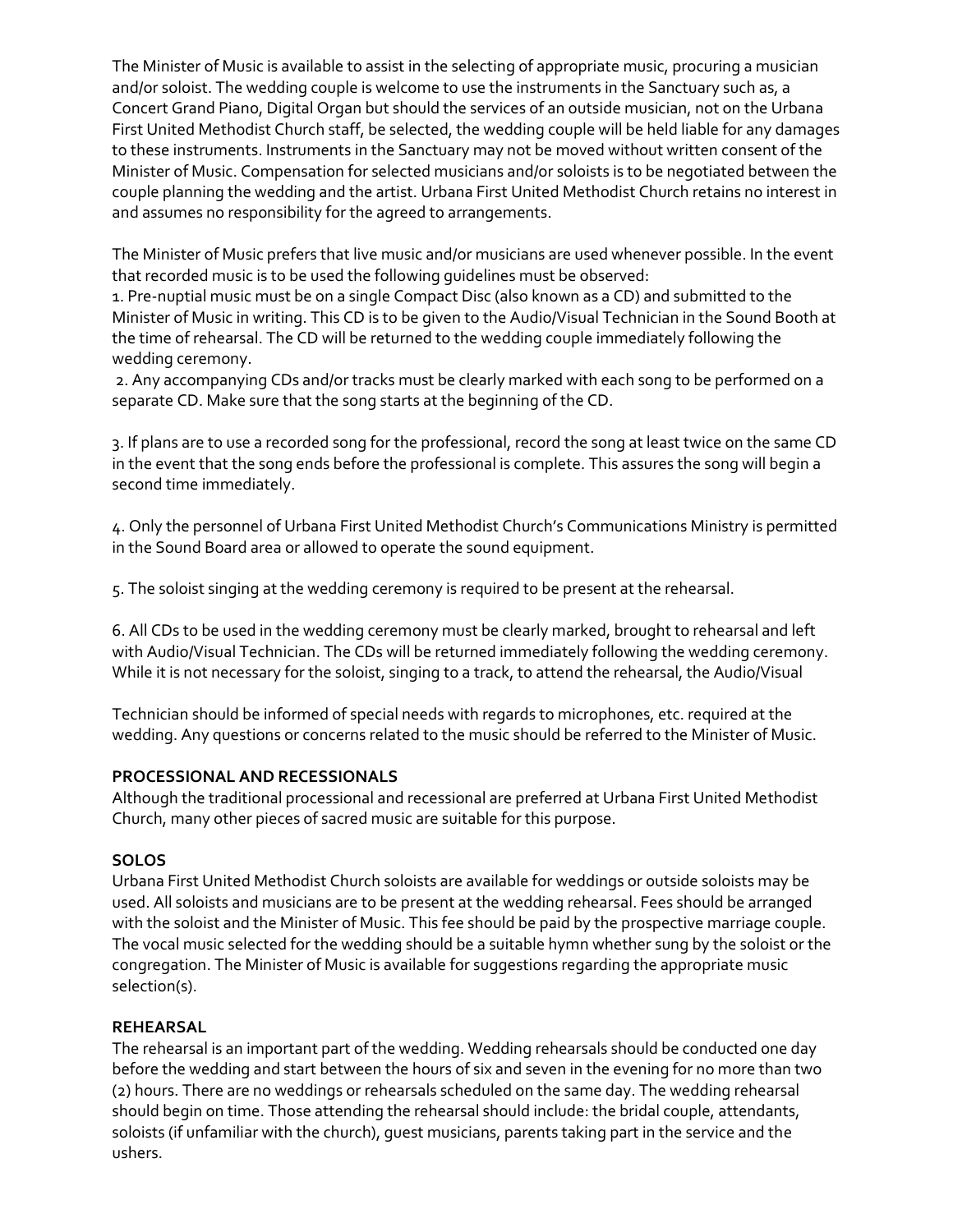The Minister of Music is available to assist in the selecting of appropriate music, procuring a musician and/or soloist. The wedding couple is welcome to use the instruments in the Sanctuary such as, a Concert Grand Piano, Digital Organ but should the services of an outside musician, not on the Urbana First United Methodist Church staff, be selected, the wedding couple will be held liable for any damages to these instruments. Instruments in the Sanctuary may not be moved without written consent of the Minister of Music. Compensation for selected musicians and/or soloists is to be negotiated between the couple planning the wedding and the artist. Urbana First United Methodist Church retains no interest in and assumes no responsibility for the agreed to arrangements.

The Minister of Music prefers that live music and/or musicians are used whenever possible. In the event that recorded music is to be used the following guidelines must be observed:

1. Pre-nuptial music must be on a single Compact Disc (also known as a CD) and submitted to the Minister of Music in writing. This CD is to be given to the Audio/Visual Technician in the Sound Booth at the time of rehearsal. The CD will be returned to the wedding couple immediately following the wedding ceremony.
2. Any accompanying CDs and/or tracks must be clearly marked with each song to be performed on a separate CD. Make sure that the song starts at the beginning of the CD.
3. If plans are to use a recorded song for the professional, record the song at least twice on the same CD in the event that the song ends before the professional is complete. This assures the song will begin a second time immediately.
4. Only the personnel of Urbana First United Methodist Church's Communications Ministry is permitted in the Sound Board area or allowed to operate the sound equipment.
5. The soloist singing at the wedding ceremony is required to be present at the rehearsal.
6. All CDs to be used in the wedding ceremony must be clearly marked, brought to rehearsal and left with Audio/Visual Technician. The CDs will be returned immediately following the wedding ceremony. While it is not necessary for the soloist, singing to a track, to attend the rehearsal, the Audio/Visual Technician should be informed of special needs with regards to microphones, etc. required at the wedding. Any questions or concerns related to the music should be referred to the Minister of Music.

**PROCESSIONAL AND RECESSIONALS**

Although the traditional processional and recessional are preferred at Urbana First United Methodist Church, many other pieces of sacred music are suitable for this purpose.

**SOLOS**

Urbana First United Methodist Church soloists are available for weddings or outside soloists may be used. All soloists and musicians are to be present at the wedding rehearsal. Fees should be arranged with the soloist and the Minister of Music. This fee should be paid by the prospective marriage couple. The vocal music selected for the wedding should be a suitable hymn whether sung by the soloist or the congregation. The Minister of Music is available for suggestions regarding the appropriate music selection(s).

**REHEARSAL**

The rehearsal is an important part of the wedding. Wedding rehearsals should be conducted one day before the wedding and start between the hours of six and seven in the evening for no more than two (2) hours. There are no weddings or rehearsals scheduled on the same day. The wedding rehearsal should begin on time. Those attending the rehearsal should include: the bridal couple, attendants, soloists (if unfamiliar with the church), guest musicians, parents taking part in the service and the ushers.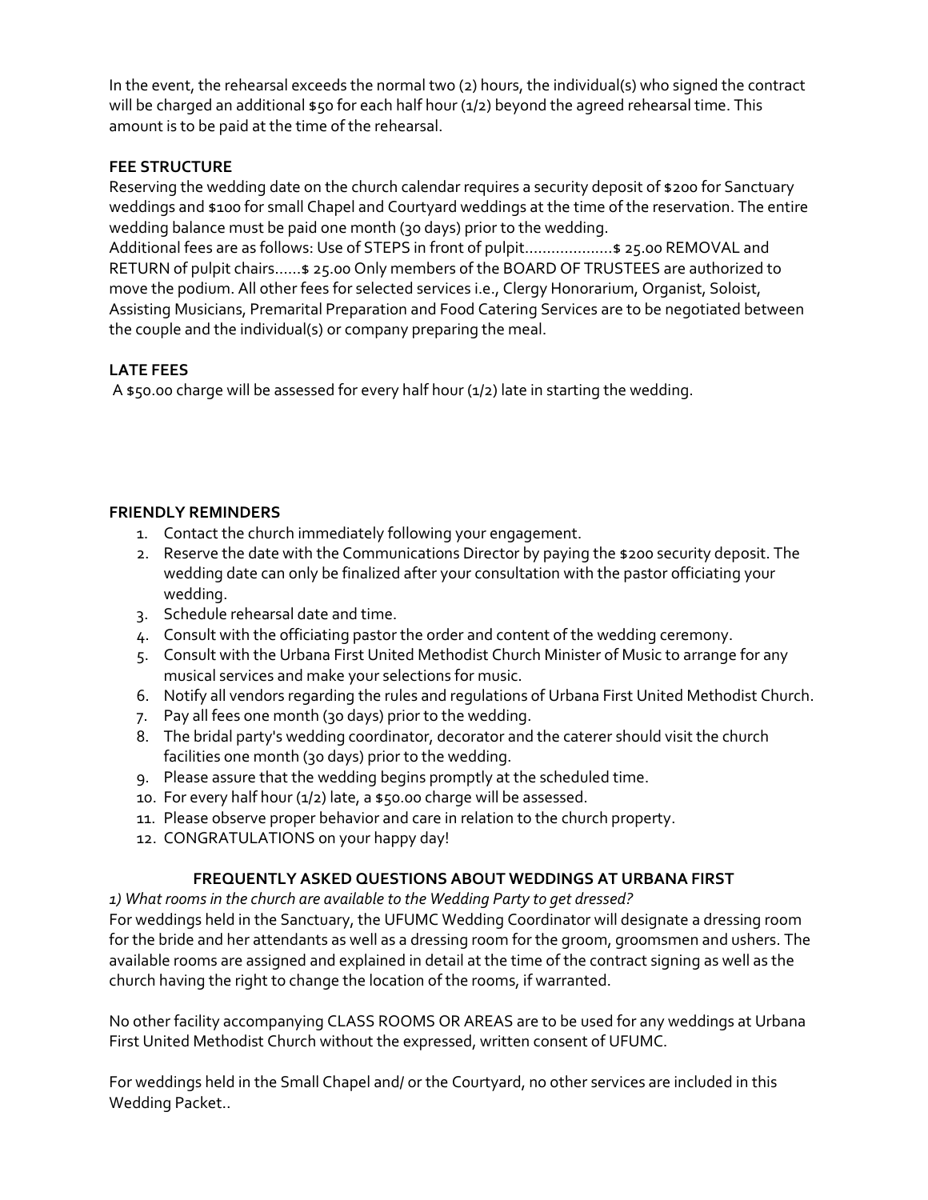In the event, the rehearsal exceeds the normal two (2) hours, the individual(s) who signed the contract will be charged an additional $50 for each half hour (1/2) beyond the agreed rehearsal time. This amount is to be paid at the time of the rehearsal.

**FEE STRUCTURE**

Reserving the wedding date on the church calendar requires a security deposit of $200 for Sanctuary weddings and $100 for small Chapel and Courtyard weddings at the time of the reservation. The entire wedding balance must be paid one month (30 days) prior to the wedding.
Additional fees are as follows: Use of STEPS in front of pulpit………………..$ 25.00 REMOVAL and RETURN of pulpit chairs……$ 25.00 Only members of the BOARD OF TRUSTEES are authorized to move the podium. All other fees for selected services i.e., Clergy Honorarium, Organist, Soloist, Assisting Musicians, Premarital Preparation and Food Catering Services are to be negotiated between the couple and the individual(s) or company preparing the meal.

**LATE FEES**

A $50.00 charge will be assessed for every half hour (1/2) late in starting the wedding.

**FRIENDLY REMINDERS**

1. Contact the church immediately following your engagement.
2. Reserve the date with the Communications Director by paying the $200 security deposit. The wedding date can only be finalized after your consultation with the pastor officiating your wedding.
3. Schedule rehearsal date and time.
4. Consult with the officiating pastor the order and content of the wedding ceremony.
5. Consult with the Urbana First United Methodist Church Minister of Music to arrange for any musical services and make your selections for music.
6. Notify all vendors regarding the rules and regulations of Urbana First United Methodist Church.
7. Pay all fees one month (30 days) prior to the wedding.
8. The bridal party's wedding coordinator, decorator and the caterer should visit the church facilities one month (30 days) prior to the wedding.
9. Please assure that the wedding begins promptly at the scheduled time.
10. For every half hour (1/2) late, a $50.00 charge will be assessed.
11. Please observe proper behavior and care in relation to the church property.
12. CONGRATULATIONS on your happy day!

**FREQUENTLY ASKED QUESTIONS ABOUT WEDDINGS AT URBANA FIRST**

*1) What rooms in the church are available to the Wedding Party to get dressed?*

For weddings held in the Sanctuary, the UFUMC Wedding Coordinator will designate a dressing room for the bride and her attendants as well as a dressing room for the groom, groomsmen and ushers. The available rooms are assigned and explained in detail at the time of the contract signing as well as the church having the right to change the location of the rooms, if warranted.

No other facility accompanying CLASS ROOMS OR AREAS are to be used for any weddings at Urbana First United Methodist Church without the expressed, written consent of UFUMC.

For weddings held in the Small Chapel and/ or the Courtyard, no other services are included in this Wedding Packet..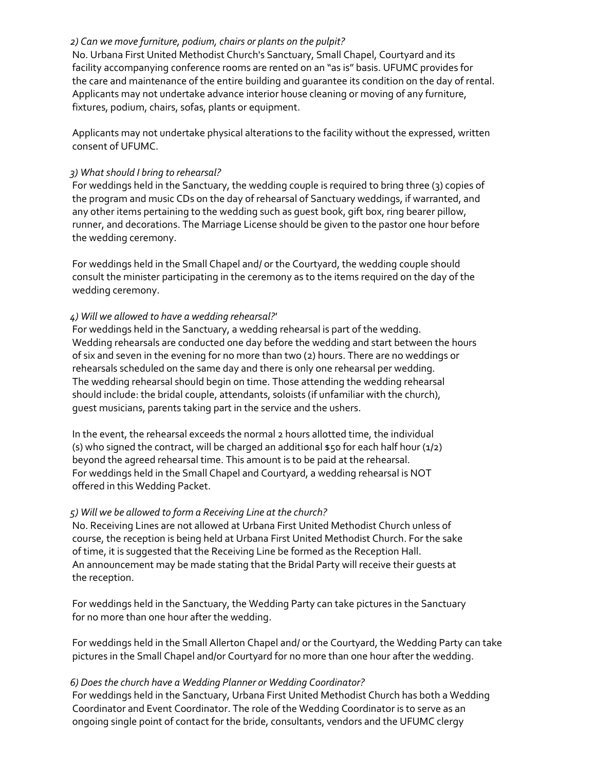*2) Can we move furniture, podium, chairs or plants on the pulpit?*

No. Urbana First United Methodist Church's Sanctuary, Small Chapel, Courtyard and its facility accompanying conference rooms are rented on an "as is" basis. UFUMC provides for the care and maintenance of the entire building and guarantee its condition on the day of rental. Applicants may not undertake advance interior house cleaning or moving of any furniture, fixtures, podium, chairs, sofas, plants or equipment.

Applicants may not undertake physical alterations to the facility without the expressed, written consent of UFUMC.

*3) What should I bring to rehearsal?*

For weddings held in the Sanctuary, the wedding couple is required to bring three (3) copies of the program and music CDs on the day of rehearsal of Sanctuary weddings, if warranted, and any other items pertaining to the wedding such as guest book, gift box, ring bearer pillow, runner, and decorations. The Marriage License should be given to the pastor one hour before the wedding ceremony.

For weddings held in the Small Chapel and/ or the Courtyard, the wedding couple should consult the minister participating in the ceremony as to the items required on the day of the wedding ceremony.

*4) Will we allowed to have a wedding rehearsal?'*

For weddings held in the Sanctuary, a wedding rehearsal is part of the wedding. Wedding rehearsals are conducted one day before the wedding and start between the hours of six and seven in the evening for no more than two (2) hours. There are no weddings or rehearsals scheduled on the same day and there is only one rehearsal per wedding. The wedding rehearsal should begin on time. Those attending the wedding rehearsal should include: the bridal couple, attendants, soloists (if unfamiliar with the church), guest musicians, parents taking part in the service and the ushers.

In the event, the rehearsal exceeds the normal 2 hours allotted time, the individual (s) who signed the contract, will be charged an additional $50 for each half hour (1/2) beyond the agreed rehearsal time. This amount is to be paid at the rehearsal. For weddings held in the Small Chapel and Courtyard, a wedding rehearsal is NOT offered in this Wedding Packet.

*5) Will we be allowed to form a Receiving Line at the church?*

No. Receiving Lines are not allowed at Urbana First United Methodist Church unless of course, the reception is being held at Urbana First United Methodist Church. For the sake of time, it is suggested that the Receiving Line be formed as the Reception Hall. An announcement may be made stating that the Bridal Party will receive their guests at the reception.

For weddings held in the Sanctuary, the Wedding Party can take pictures in the Sanctuary for no more than one hour after the wedding.

For weddings held in the Small Allerton Chapel and/ or the Courtyard, the Wedding Party can take pictures in the Small Chapel and/or Courtyard for no more than one hour after the wedding.

*6) Does the church have a Wedding Planner or Wedding Coordinator?*

For weddings held in the Sanctuary, Urbana First United Methodist Church has both a Wedding Coordinator and Event Coordinator. The role of the Wedding Coordinator is to serve as an ongoing single point of contact for the bride, consultants, vendors and the UFUMC clergy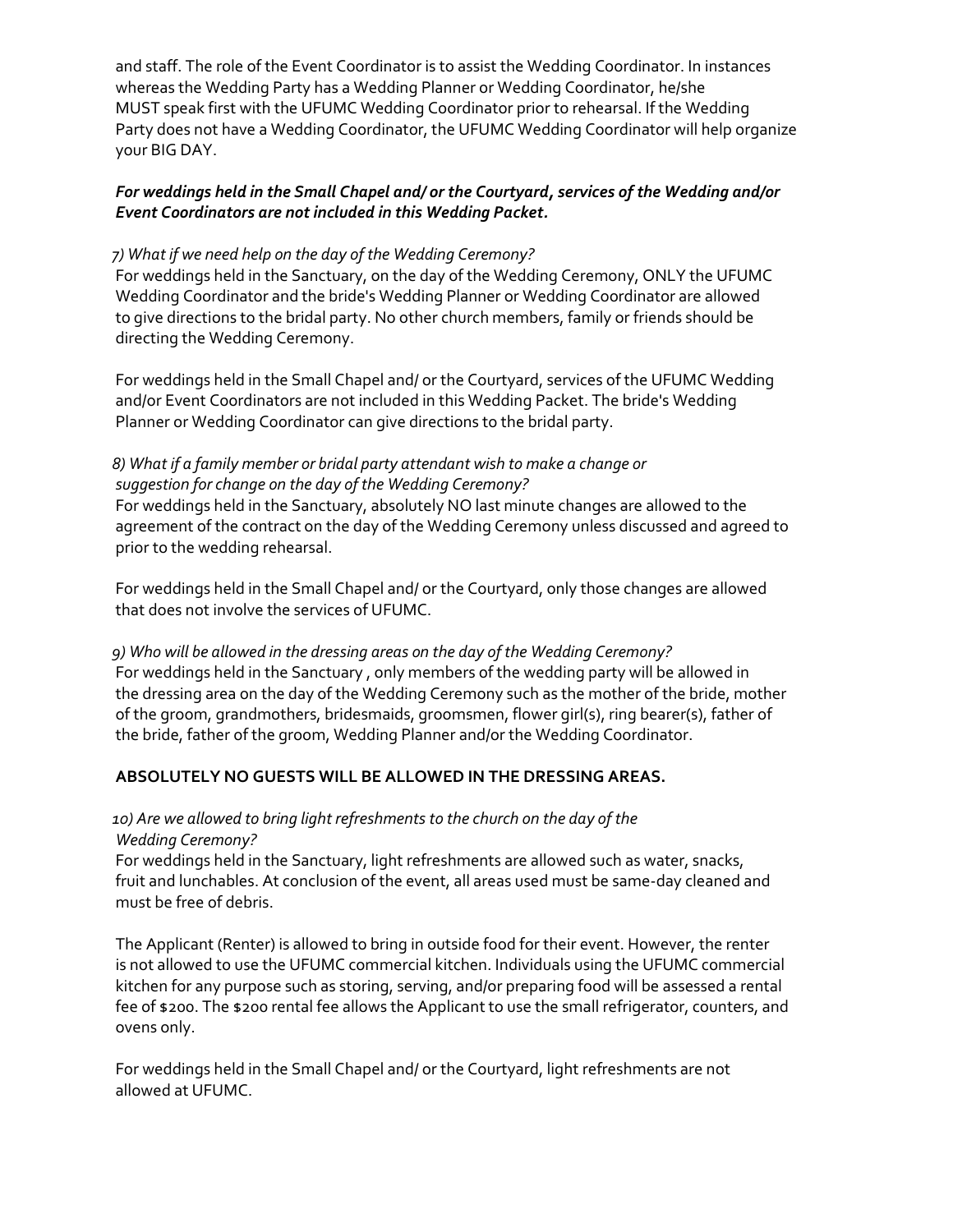and staff. The role of the Event Coordinator is to assist the Wedding Coordinator. In instances whereas the Wedding Party has a Wedding Planner or Wedding Coordinator, he/she MUST speak first with the UFUMC Wedding Coordinator prior to rehearsal. If the Wedding Party does not have a Wedding Coordinator, the UFUMC Wedding Coordinator will help organize your BIG DAY.

***For weddings held in the Small Chapel and/ or the Courtyard, services of the Wedding and/or Event Coordinators are not included in this Wedding Packet.***

*7) What if we need help on the day of the Wedding Ceremony?*

For weddings held in the Sanctuary, on the day of the Wedding Ceremony, ONLY the UFUMC Wedding Coordinator and the bride's Wedding Planner or Wedding Coordinator are allowed to give directions to the bridal party. No other church members, family or friends should be directing the Wedding Ceremony.

For weddings held in the Small Chapel and/ or the Courtyard, services of the UFUMC Wedding and/or Event Coordinators are not included in this Wedding Packet. The bride's Wedding Planner or Wedding Coordinator can give directions to the bridal party.

*8) What if a family member or bridal party attendant wish to make a change or suggestion for change on the day of the Wedding Ceremony?*

For weddings held in the Sanctuary, absolutely NO last minute changes are allowed to the agreement of the contract on the day of the Wedding Ceremony unless discussed and agreed to prior to the wedding rehearsal.

For weddings held in the Small Chapel and/ or the Courtyard, only those changes are allowed that does not involve the services of UFUMC.

*9) Who will be allowed in the dressing areas on the day of the Wedding Ceremony?*

For weddings held in the Sanctuary , only members of the wedding party will be allowed in the dressing area on the day of the Wedding Ceremony such as the mother of the bride, mother of the groom, grandmothers, bridesmaids, groomsmen, flower girl(s), ring bearer(s), father of the bride, father of the groom, Wedding Planner and/or the Wedding Coordinator.

**ABSOLUTELY NO GUESTS WILL BE ALLOWED IN THE DRESSING AREAS.**

*10) Are we allowed to bring light refreshments to the church on the day of the Wedding Ceremony?*

For weddings held in the Sanctuary, light refreshments are allowed such as water, snacks, fruit and lunchables. At conclusion of the event, all areas used must be same-day cleaned and must be free of debris.

The Applicant (Renter) is allowed to bring in outside food for their event. However, the renter is not allowed to use the UFUMC commercial kitchen. Individuals using the UFUMC commercial kitchen for any purpose such as storing, serving, and/or preparing food will be assessed a rental fee of $200. The $200 rental fee allows the Applicant to use the small refrigerator, counters, and ovens only.

For weddings held in the Small Chapel and/ or the Courtyard, light refreshments are not allowed at UFUMC.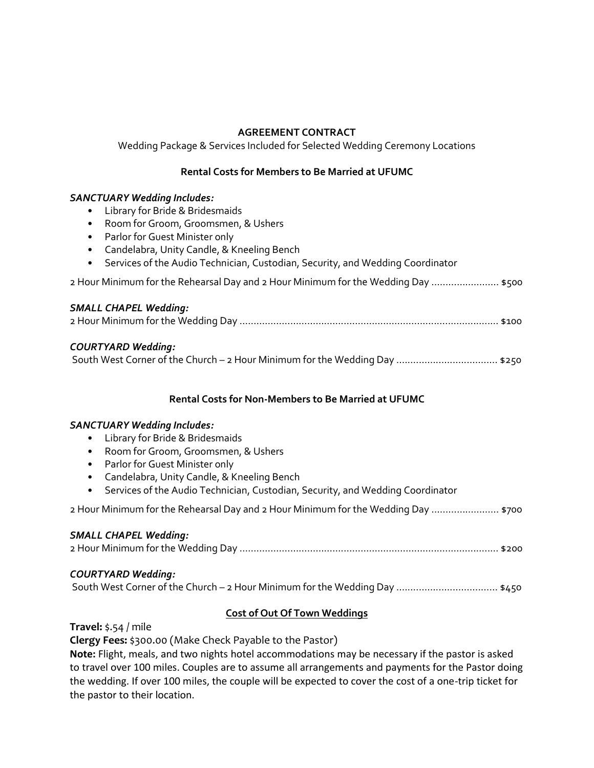**AGREEMENT CONTRACT**

Wedding Package & Services Included for Selected Wedding Ceremony Locations

**Rental Costs for Members to Be Married at UFUMC**

***SANCTUARY Wedding Includes:***

- Library for Bride & Bridesmaids
- Room for Groom, Groomsmen, & Ushers
- Parlor for Guest Minister only
- Candelabra, Unity Candle, & Kneeling Bench
- Services of the Audio Technician, Custodian, Security, and Wedding Coordinator

2 Hour Minimum for the Rehearsal Day and 2 Hour Minimum for the Wedding Day ........................ $500

***SMALL CHAPEL Wedding:***

2 Hour Minimum for the Wedding Day ........................................................................................... $100

***COURTYARD Wedding:***

South West Corner of the Church – 2 Hour Minimum for the Wedding Day .................................... $250

**Rental Costs for Non-Members to Be Married at UFUMC**

***SANCTUARY Wedding Includes:***

- Library for Bride & Bridesmaids
- Room for Groom, Groomsmen, & Ushers
- Parlor for Guest Minister only
- Candelabra, Unity Candle, & Kneeling Bench
- Services of the Audio Technician, Custodian, Security, and Wedding Coordinator

2 Hour Minimum for the Rehearsal Day and 2 Hour Minimum for the Wedding Day ........................ $700

***SMALL CHAPEL Wedding:***

2 Hour Minimum for the Wedding Day ........................................................................................... $200

***COURTYARD Wedding:***

South West Corner of the Church – 2 Hour Minimum for the Wedding Day .................................... $450

**Cost of Out Of Town Weddings**

**Travel:** $.54 / mile

**Clergy Fees:** $300.00 (Make Check Payable to the Pastor)

**Note:** Flight, meals, and two nights hotel accommodations may be necessary if the pastor is asked to travel over 100 miles. Couples are to assume all arrangements and payments for the Pastor doing the wedding. If over 100 miles, the couple will be expected to cover the cost of a one-trip ticket for the pastor to their location.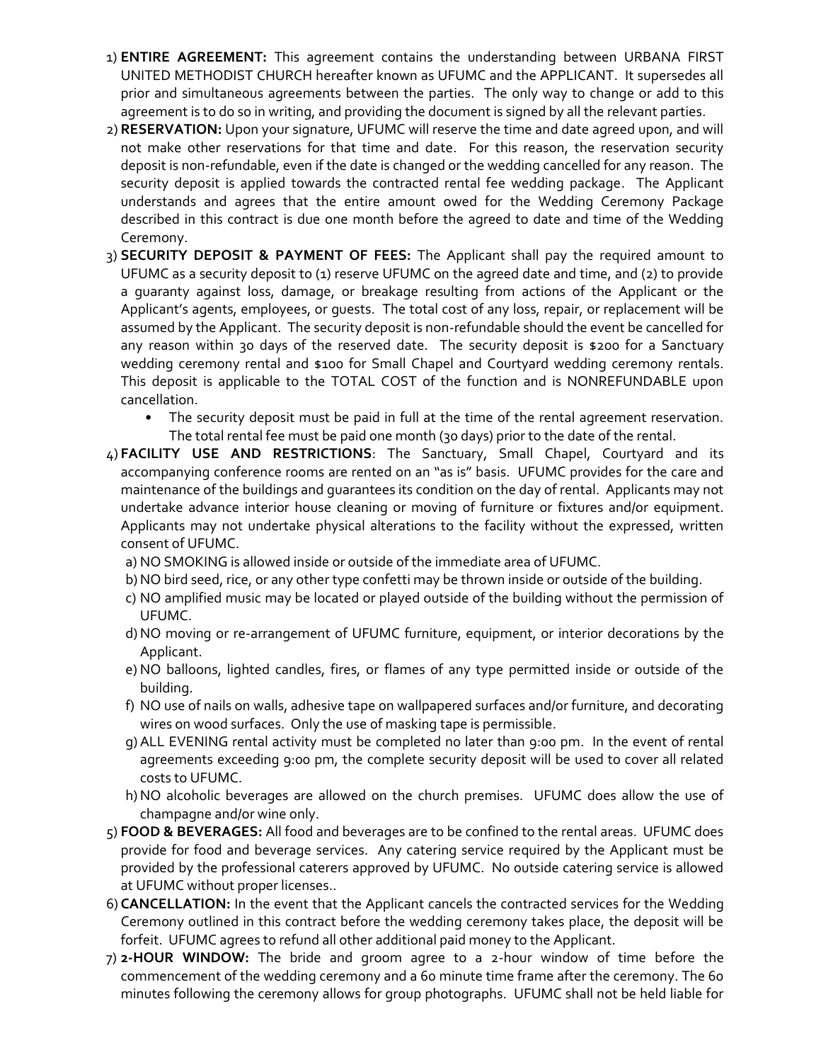1) **ENTIRE AGREEMENT:** This agreement contains the understanding between URBANA FIRST UNITED METHODIST CHURCH hereafter known as UFUMC and the APPLICANT. It supersedes all prior and simultaneous agreements between the parties. The only way to change or add to this agreement is to do so in writing, and providing the document is signed by all the relevant parties.

2) **RESERVATION:** Upon your signature, UFUMC will reserve the time and date agreed upon, and will not make other reservations for that time and date. For this reason, the reservation security deposit is non-refundable, even if the date is changed or the wedding cancelled for any reason. The security deposit is applied towards the contracted rental fee wedding package. The Applicant understands and agrees that the entire amount owed for the Wedding Ceremony Package described in this contract is due one month before the agreed to date and time of the Wedding Ceremony.

3) **SECURITY DEPOSIT & PAYMENT OF FEES:** The Applicant shall pay the required amount to UFUMC as a security deposit to (1) reserve UFUMC on the agreed date and time, and (2) to provide a guaranty against loss, damage, or breakage resulting from actions of the Applicant or the Applicant's agents, employees, or guests. The total cost of any loss, repair, or replacement will be assumed by the Applicant. The security deposit is non-refundable should the event be cancelled for any reason within 30 days of the reserved date. The security deposit is $200 for a Sanctuary wedding ceremony rental and $100 for Small Chapel and Courtyard wedding ceremony rentals. This deposit is applicable to the TOTAL COST of the function and is NONREFUNDABLE upon cancellation.
   - The security deposit must be paid in full at the time of the rental agreement reservation. The total rental fee must be paid one month (30 days) prior to the date of the rental.

4) **FACILITY USE AND RESTRICTIONS**: The Sanctuary, Small Chapel, Courtyard and its accompanying conference rooms are rented on an "as is" basis. UFUMC provides for the care and maintenance of the buildings and guarantees its condition on the day of rental. Applicants may not undertake advance interior house cleaning or moving of furniture or fixtures and/or equipment. Applicants may not undertake physical alterations to the facility without the expressed, written consent of UFUMC.
   a) NO SMOKING is allowed inside or outside of the immediate area of UFUMC.
   b) NO bird seed, rice, or any other type confetti may be thrown inside or outside of the building.
   c) NO amplified music may be located or played outside of the building without the permission of UFUMC.
   d) NO moving or re-arrangement of UFUMC furniture, equipment, or interior decorations by the Applicant.
   e) NO balloons, lighted candles, fires, or flames of any type permitted inside or outside of the building.
   f) NO use of nails on walls, adhesive tape on wallpapered surfaces and/or furniture, and decorating wires on wood surfaces. Only the use of masking tape is permissible.
   g) ALL EVENING rental activity must be completed no later than 9:00 pm. In the event of rental agreements exceeding 9:00 pm, the complete security deposit will be used to cover all related costs to UFUMC.
   h) NO alcoholic beverages are allowed on the church premises. UFUMC does allow the use of champagne and/or wine only.

5) **FOOD & BEVERAGES:** All food and beverages are to be confined to the rental areas. UFUMC does provide for food and beverage services. Any catering service required by the Applicant must be provided by the professional caterers approved by UFUMC. No outside catering service is allowed at UFUMC without proper licenses..

6) **CANCELLATION:** In the event that the Applicant cancels the contracted services for the Wedding Ceremony outlined in this contract before the wedding ceremony takes place, the deposit will be forfeit. UFUMC agrees to refund all other additional paid money to the Applicant.

7) **2-HOUR WINDOW:** The bride and groom agree to a 2-hour window of time before the commencement of the wedding ceremony and a 60 minute time frame after the ceremony. The 60 minutes following the ceremony allows for group photographs. UFUMC shall not be held liable for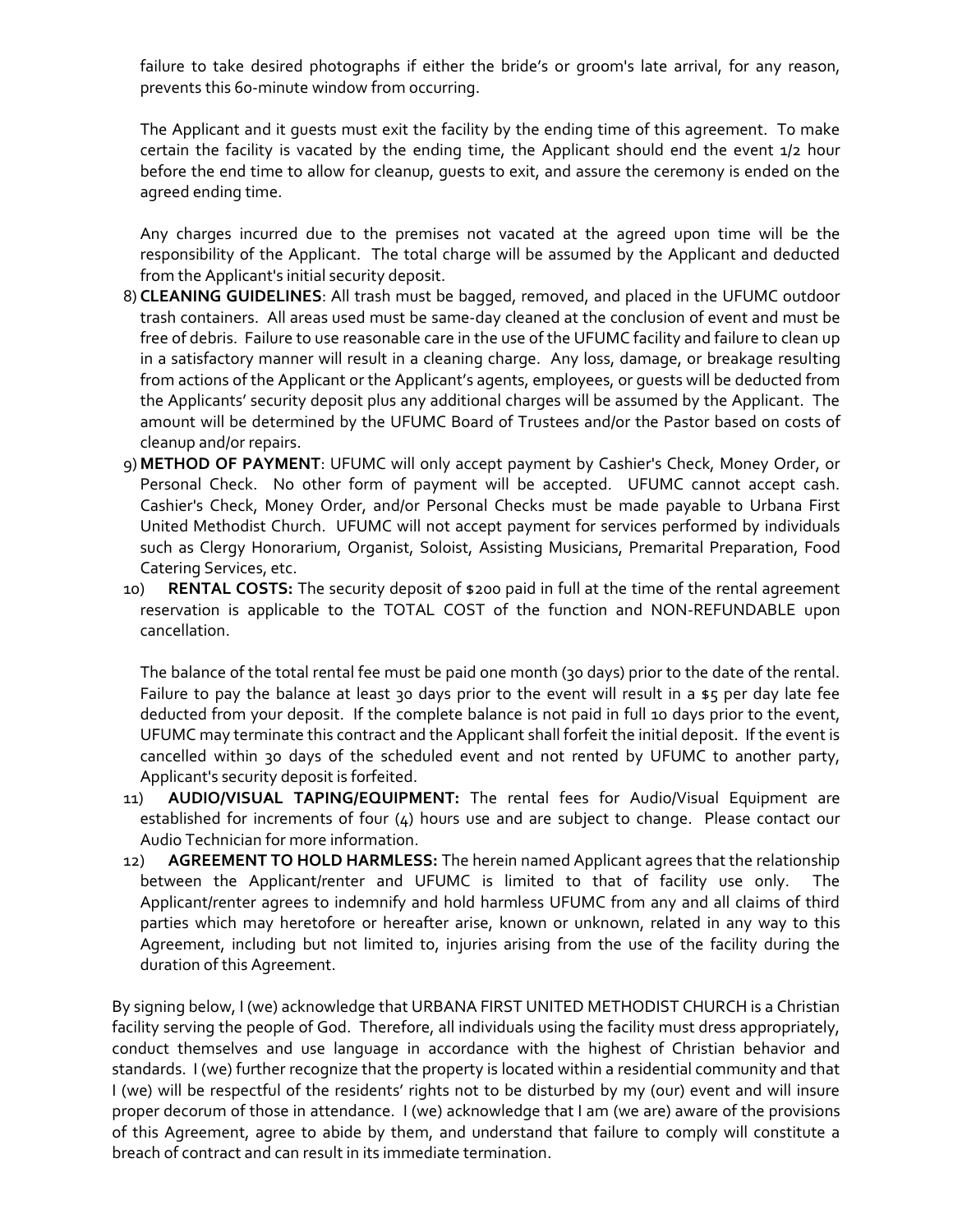failure to take desired photographs if either the bride's or groom's late arrival, for any reason, prevents this 60-minute window from occurring.

The Applicant and it guests must exit the facility by the ending time of this agreement. To make certain the facility is vacated by the ending time, the Applicant should end the event 1/2 hour before the end time to allow for cleanup, guests to exit, and assure the ceremony is ended on the agreed ending time.

Any charges incurred due to the premises not vacated at the agreed upon time will be the responsibility of the Applicant. The total charge will be assumed by the Applicant and deducted from the Applicant's initial security deposit.

8) **CLEANING GUIDELINES**: All trash must be bagged, removed, and placed in the UFUMC outdoor trash containers. All areas used must be same-day cleaned at the conclusion of event and must be free of debris. Failure to use reasonable care in the use of the UFUMC facility and failure to clean up in a satisfactory manner will result in a cleaning charge. Any loss, damage, or breakage resulting from actions of the Applicant or the Applicant's agents, employees, or guests will be deducted from the Applicants' security deposit plus any additional charges will be assumed by the Applicant. The amount will be determined by the UFUMC Board of Trustees and/or the Pastor based on costs of cleanup and/or repairs.

9) **METHOD OF PAYMENT**: UFUMC will only accept payment by Cashier's Check, Money Order, or Personal Check. No other form of payment will be accepted. UFUMC cannot accept cash. Cashier's Check, Money Order, and/or Personal Checks must be made payable to Urbana First United Methodist Church. UFUMC will not accept payment for services performed by individuals such as Clergy Honorarium, Organist, Soloist, Assisting Musicians, Premarital Preparation, Food Catering Services, etc.

10) **RENTAL COSTS:** The security deposit of $200 paid in full at the time of the rental agreement reservation is applicable to the TOTAL COST of the function and NON-REFUNDABLE upon cancellation.

The balance of the total rental fee must be paid one month (30 days) prior to the date of the rental. Failure to pay the balance at least 30 days prior to the event will result in a $5 per day late fee deducted from your deposit. If the complete balance is not paid in full 10 days prior to the event, UFUMC may terminate this contract and the Applicant shall forfeit the initial deposit. If the event is cancelled within 30 days of the scheduled event and not rented by UFUMC to another party, Applicant's security deposit is forfeited.

11) **AUDIO/VISUAL TAPING/EQUIPMENT:** The rental fees for Audio/Visual Equipment are established for increments of four (4) hours use and are subject to change. Please contact our Audio Technician for more information.

12) **AGREEMENT TO HOLD HARMLESS:** The herein named Applicant agrees that the relationship between the Applicant/renter and UFUMC is limited to that of facility use only. The Applicant/renter agrees to indemnify and hold harmless UFUMC from any and all claims of third parties which may heretofore or hereafter arise, known or unknown, related in any way to this Agreement, including but not limited to, injuries arising from the use of the facility during the duration of this Agreement.

By signing below, I (we) acknowledge that URBANA FIRST UNITED METHODIST CHURCH is a Christian facility serving the people of God. Therefore, all individuals using the facility must dress appropriately, conduct themselves and use language in accordance with the highest of Christian behavior and standards. I (we) further recognize that the property is located within a residential community and that I (we) will be respectful of the residents' rights not to be disturbed by my (our) event and will insure proper decorum of those in attendance. I (we) acknowledge that I am (we are) aware of the provisions of this Agreement, agree to abide by them, and understand that failure to comply will constitute a breach of contract and can result in its immediate termination.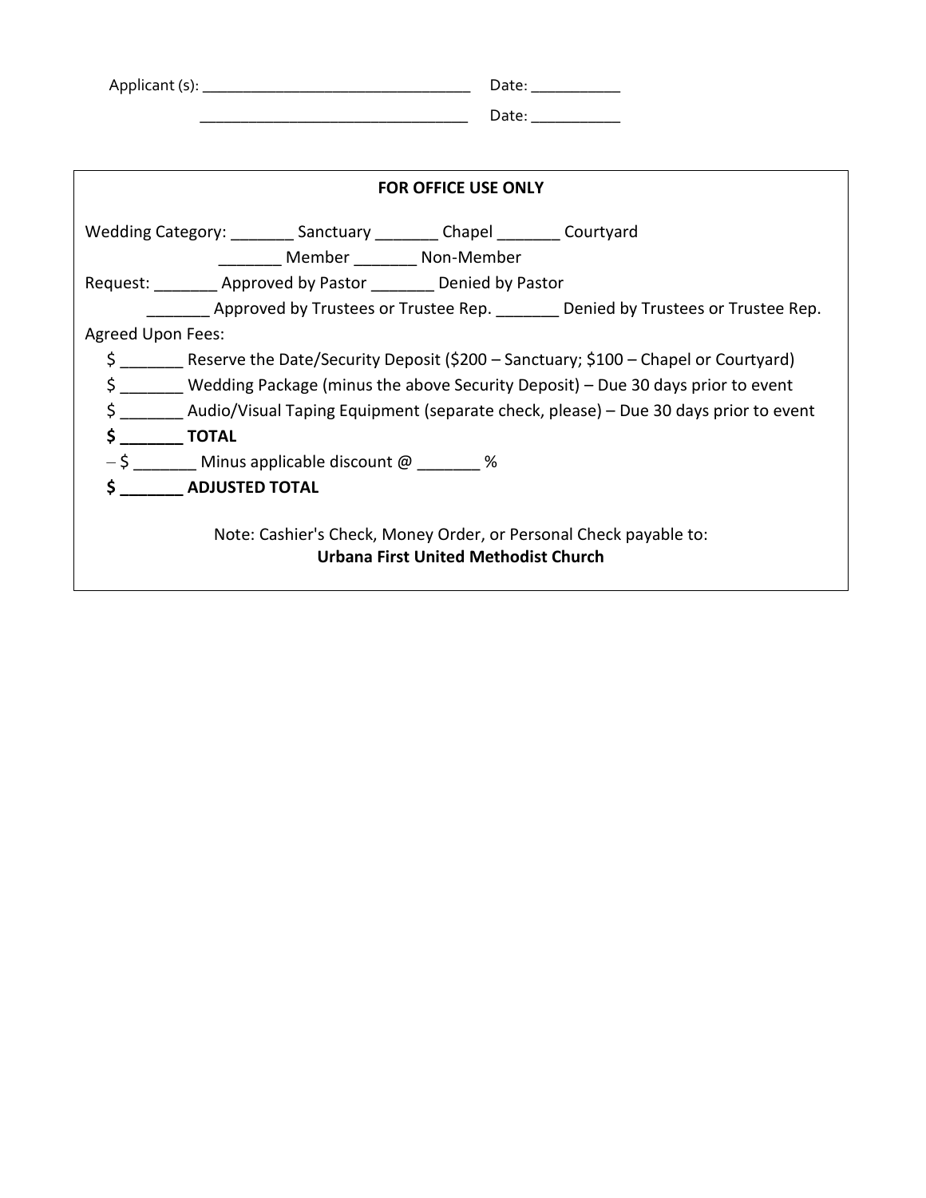Applicant (s): ________________________________ Date: __________

________________________________ Date: __________

**FOR OFFICE USE ONLY**

Wedding Category: _______ Sanctuary _______ Chapel _______ Courtyard

_______ Member _______ Non-Member

Request: _______ Approved by Pastor _______ Denied by Pastor

_______ Approved by Trustees or Trustee Rep. _______ Denied by Trustees or Trustee Rep.

Agreed Upon Fees:

$ _______ Reserve the Date/Security Deposit ($200 – Sanctuary; $100 – Chapel or Courtyard)

$ _______ Wedding Package (minus the above Security Deposit) – Due 30 days prior to event

$ _______ Audio/Visual Taping Equipment (separate check, please) – Due 30 days prior to event

**$ _______ TOTAL**

– $ _______ Minus applicable discount @ _______ %

**$ _______ ADJUSTED TOTAL**

Note: Cashier's Check, Money Order, or Personal Check payable to:
**Urbana First United Methodist Church**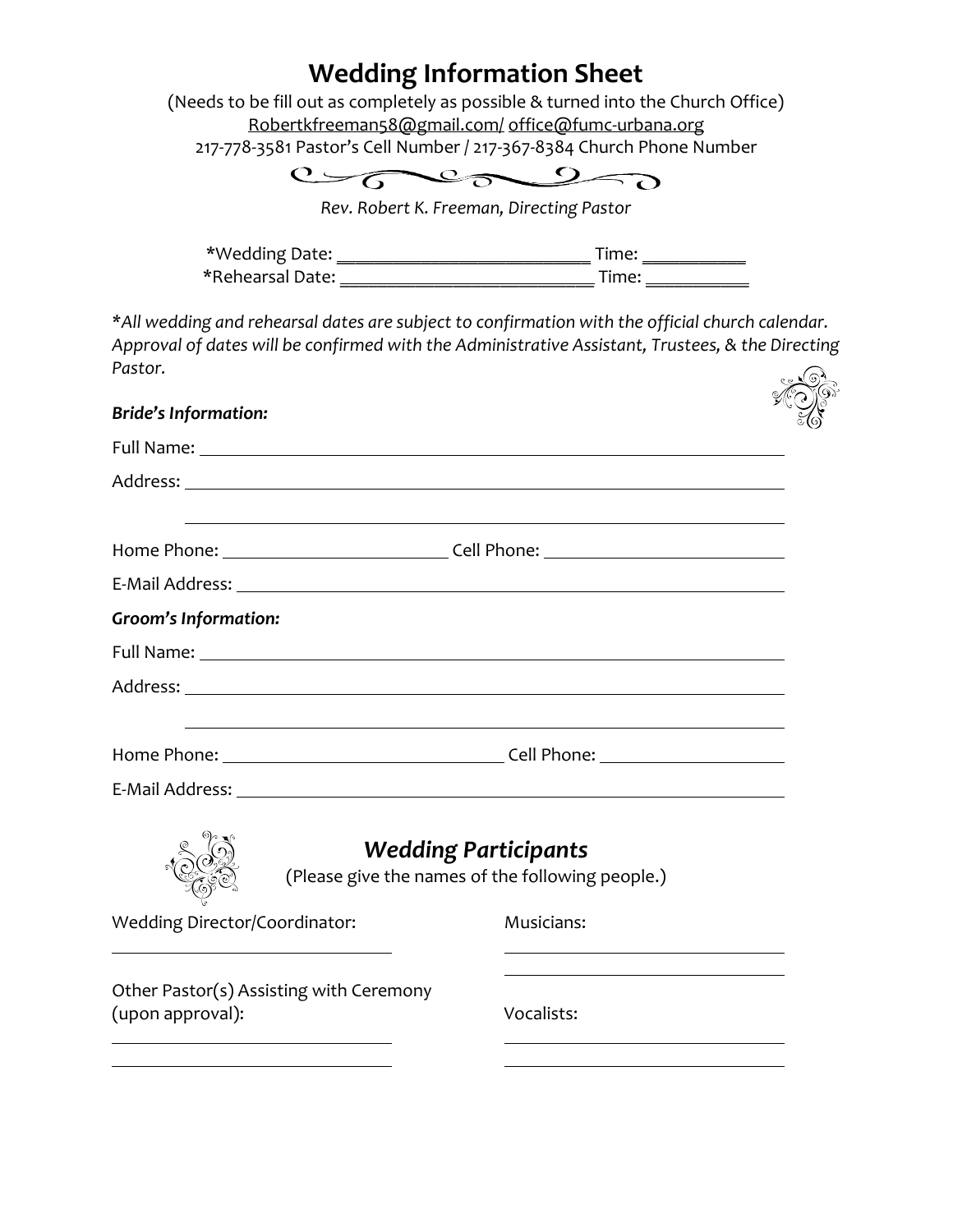# Wedding Information Sheet

(Needs to be fill out as completely as possible & turned into the Church Office)
Robertkfreeman58@gmail.com/ office@fumc-urbana.org
217-778-3581 Pastor's Cell Number / 217-367-8384 Church Phone Number

*Rev. Robert K. Freeman, Directing Pastor*

*Wedding Date: ___________________________ Time: ___________
*Rehearsal Date: ___________________________ Time: ___________

**All wedding and rehearsal dates are subject to confirmation with the official church calendar. Approval of dates will be confirmed with the Administrative Assistant, Trustees, & the Directing Pastor.*

***Bride's Information:***

Full Name: ____________________________________________________________

Address: ______________________________________________________________

______________________________________________________________

Home Phone: _________________________ Cell Phone: _________________________

E-Mail Address: ________________________________________________________

***Groom's Information:***

Full Name: ____________________________________________________________

Address: ______________________________________________________________

______________________________________________________________

Home Phone: ______________________________ Cell Phone: ____________________

E-Mail Address: ________________________________________________________

## *Wedding Participants*

(Please give the names of the following people.)

Wedding Director/Coordinator:

______________________________

Musicians:

______________________________

______________________________

Other Pastor(s) Assisting with Ceremony (upon approval):

______________________________

______________________________

Vocalists:

______________________________

______________________________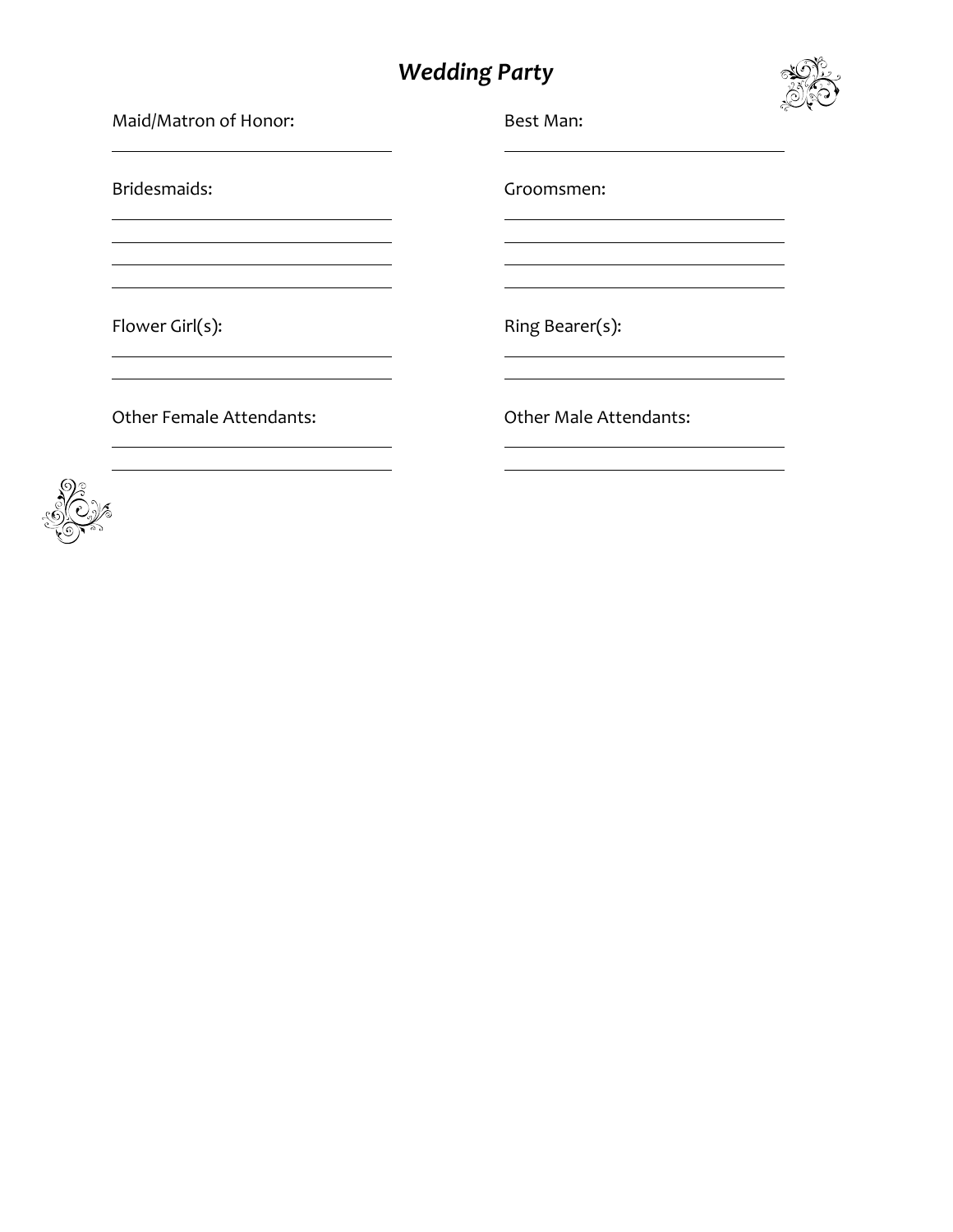# *Wedding Party*

Maid/Matron of Honor:

_______________________________

Bridesmaids:

_______________________________

_______________________________

_______________________________

_______________________________

Flower Girl(s):

_______________________________

_______________________________

Other Female Attendants:

_______________________________

_______________________________

Best Man:

_______________________________

Groomsmen:

_______________________________

_______________________________

_______________________________

_______________________________

Ring Bearer(s):

_______________________________

_______________________________

Other Male Attendants:

_______________________________

_______________________________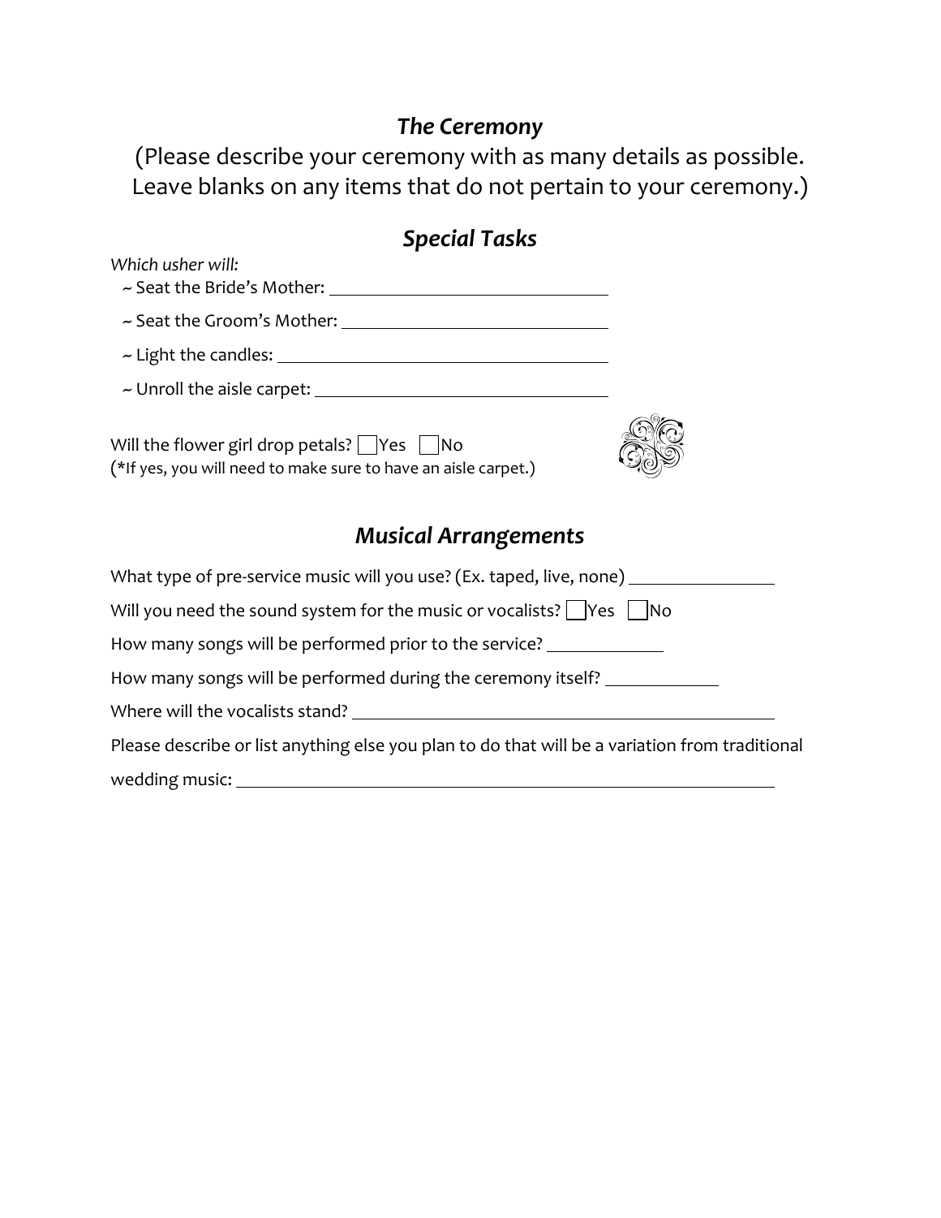## *The Ceremony*

(Please describe your ceremony with as many details as possible. Leave blanks on any items that do not pertain to your ceremony.)

## *Special Tasks*

*Which usher will:*

~ Seat the Bride's Mother: ______________________________

~ Seat the Groom's Mother: ______________________________

~ Light the candles: ______________________________

~ Unroll the aisle carpet: ______________________________

Will the flower girl drop petals? ☐ Yes ☐ No
(*If yes, you will need to make sure to have an aisle carpet.)

## *Musical Arrangements*

What type of pre-service music will you use? (Ex. taped, live, none) ________________

Will you need the sound system for the music or vocalists? ☐ Yes ☐ No

How many songs will be performed prior to the service? ____________

How many songs will be performed during the ceremony itself? ____________

Where will the vocalists stand? ______________________________

Please describe or list anything else you plan to do that will be a variation from traditional wedding music: ______________________________